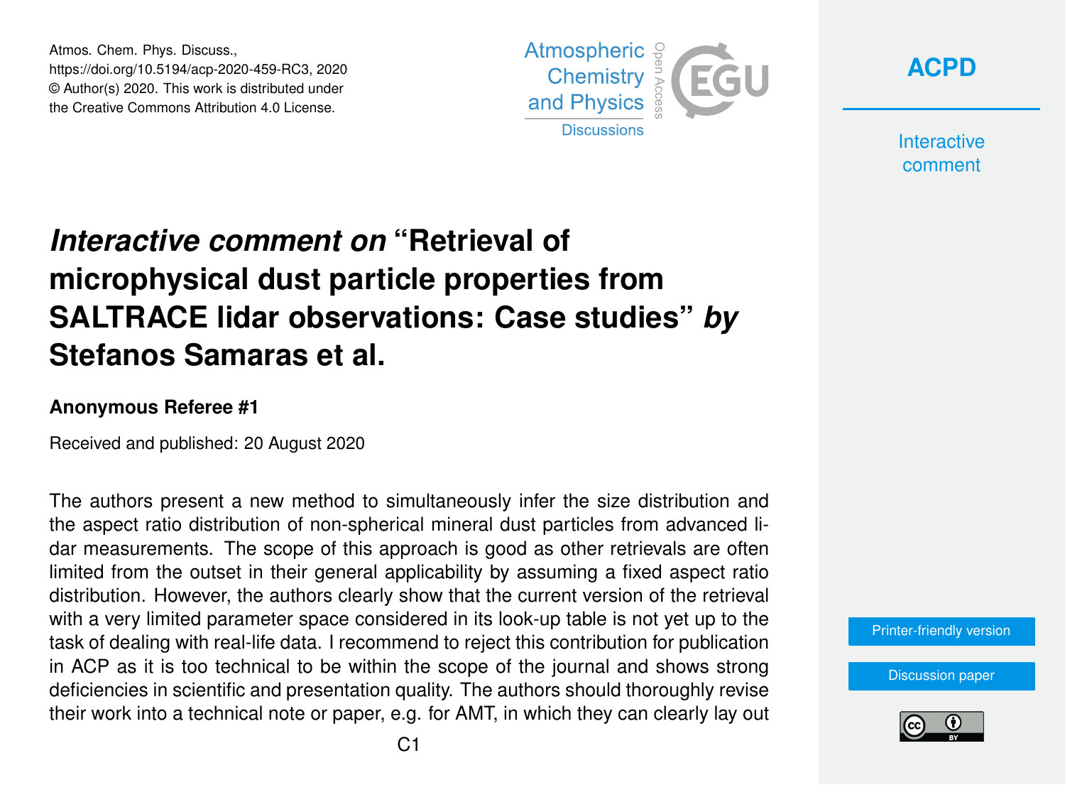# *Interactive comment on* "Retrieval of microphysical dust particle properties from SALTRACE lidar observations: Case studies" *by* Stefanos Samaras et al.

**Anonymous Referee #1**

Received and published: 20 August 2020

The authors present a new method to simultaneously infer the size distribution and the aspect ratio distribution of non-spherical mineral dust particles from advanced lidar measurements. The scope of this approach is good as other retrievals are often limited from the outset in their general applicability by assuming a fixed aspect ratio distribution. However, the authors clearly show that the current version of the retrieval with a very limited parameter space considered in its look-up table is not yet up to the task of dealing with real-life data. I recommend to reject this contribution for publication in ACP as it is too technical to be within the scope of the journal and shows strong deficiencies in scientific and presentation quality. The authors should thoroughly revise their work into a technical note or paper, e.g. for AMT, in which they can clearly lay out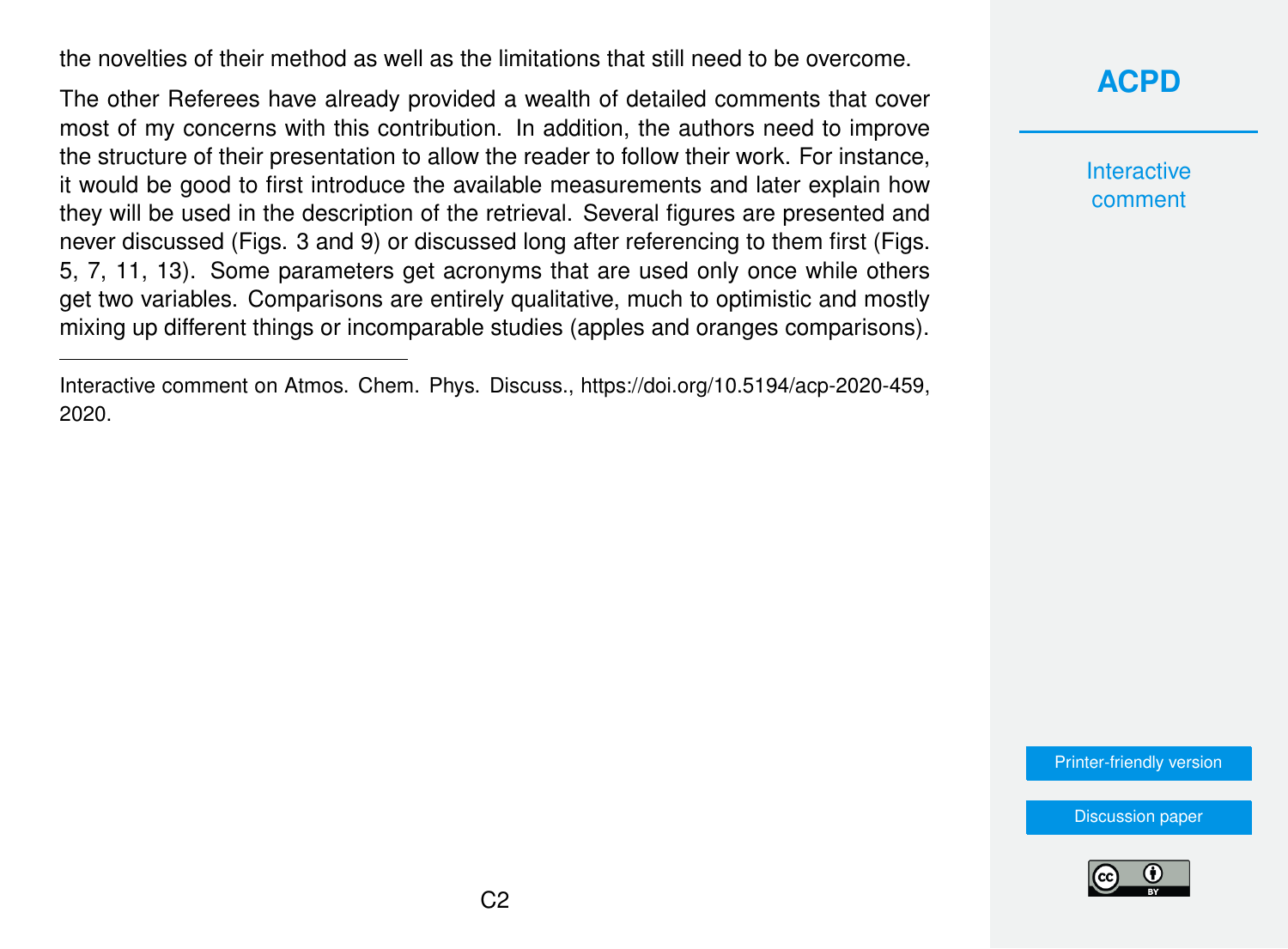the novelties of their method as well as the limitations that still need to be overcome.

The other Referees have already provided a wealth of detailed comments that cover most of my concerns with this contribution. In addition, the authors need to improve the structure of their presentation to allow the reader to follow their work. For instance, it would be good to first introduce the available measurements and later explain how they will be used in the description of the retrieval. Several figures are presented and never discussed (Figs. 3 and 9) or discussed long after referencing to them first (Figs. 5, 7, 11, 13). Some parameters get acronyms that are used only once while others get two variables. Comparisons are entirely qualitative, much to optimistic and mostly mixing up different things or incomparable studies (apples and oranges comparisons).

---

Interactive comment on Atmos. Chem. Phys. Discuss., https://doi.org/10.5194/acp-2020-459, 2020.